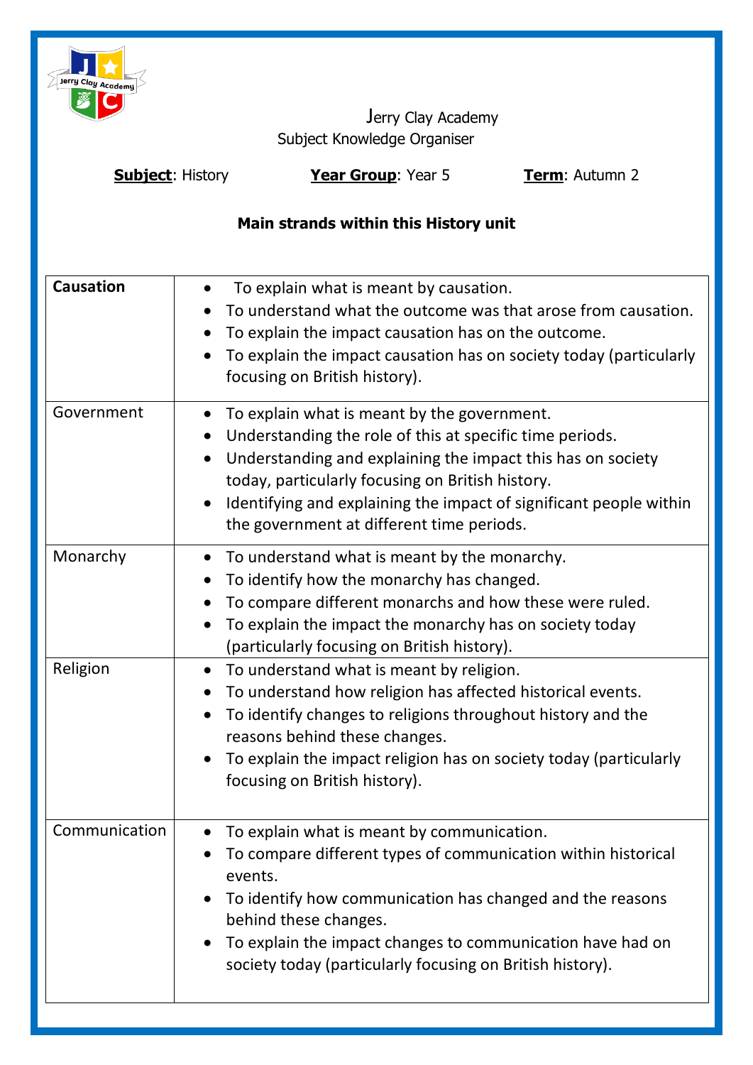Jerry Clay Academy
Subject Knowledge Organiser

**Subject**: History **Year Group**: Year 5 **Term**: Autumn 2

**Main strands within this History unit**

| | |
|---|---|
| **Causation** | • To explain what is meant by causation.<br>• To understand what the outcome was that arose from causation.<br>• To explain the impact causation has on the outcome.<br>• To explain the impact causation has on society today (particularly focusing on British history). |
| Government | • To explain what is meant by the government.<br>• Understanding the role of this at specific time periods.<br>• Understanding and explaining the impact this has on society today, particularly focusing on British history.<br>• Identifying and explaining the impact of significant people within the government at different time periods. |
| Monarchy | • To understand what is meant by the monarchy.<br>• To identify how the monarchy has changed.<br>• To compare different monarchs and how these were ruled.<br>• To explain the impact the monarchy has on society today (particularly focusing on British history). |
| Religion | • To understand what is meant by religion.<br>• To understand how religion has affected historical events.<br>• To identify changes to religions throughout history and the reasons behind these changes.<br>• To explain the impact religion has on society today (particularly focusing on British history). |
| Communication | • To explain what is meant by communication.<br>• To compare different types of communication within historical events.<br>• To identify how communication has changed and the reasons behind these changes.<br>• To explain the impact changes to communication have had on society today (particularly focusing on British history). |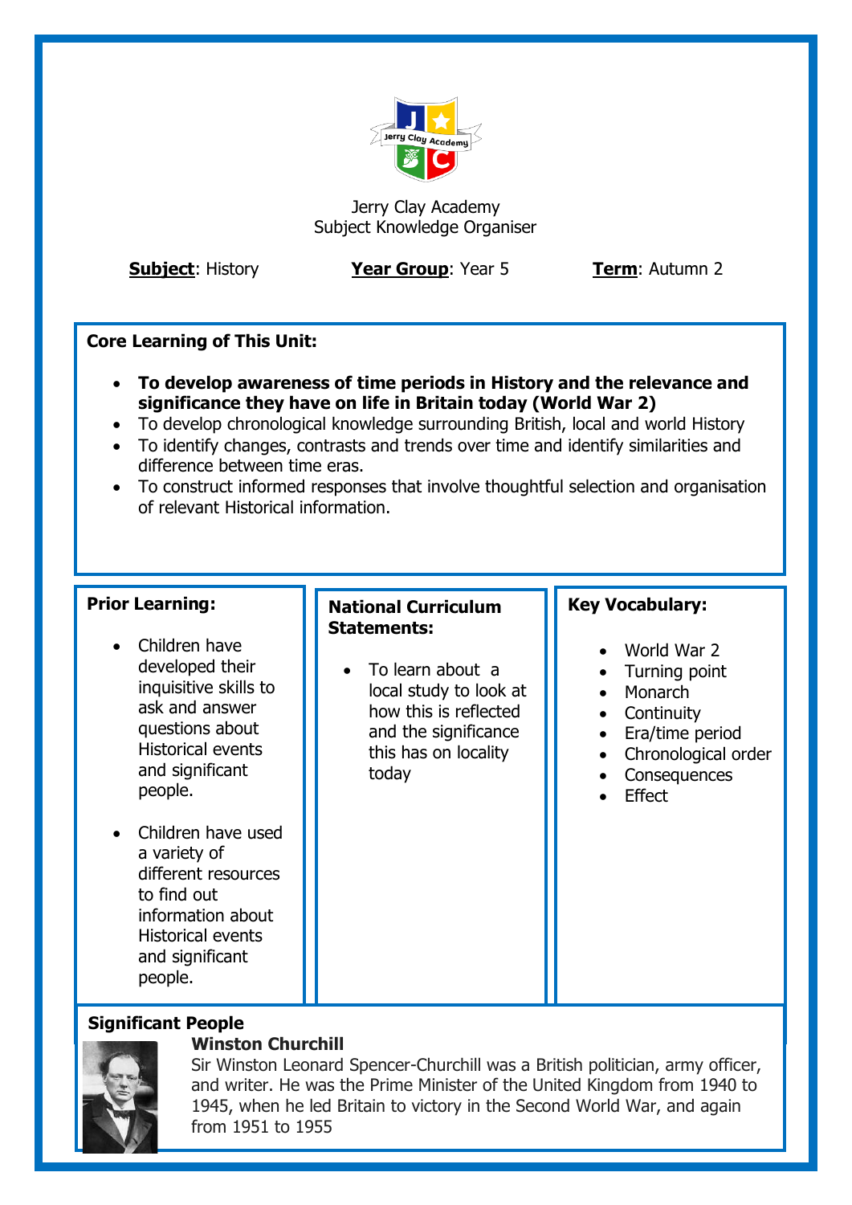Jerry Clay Academy
Subject Knowledge Organiser

**Subject**: History **Year Group**: Year 5 **Term**: Autumn 2

## Core Learning of This Unit:

- **To develop awareness of time periods in History and the relevance and significance they have on life in Britain today (World War 2)**
- To develop chronological knowledge surrounding British, local and world History
- To identify changes, contrasts and trends over time and identify similarities and difference between time eras.
- To construct informed responses that involve thoughtful selection and organisation of relevant Historical information.

## Prior Learning:

- Children have developed their inquisitive skills to ask and answer questions about Historical events and significant people.
- Children have used a variety of different resources to find out information about Historical events and significant people.

## National Curriculum Statements:

- To learn about a local study to look at how this is reflected and the significance this has on locality today

## Key Vocabulary:

- World War 2
- Turning point
- Monarch
- Continuity
- Era/time period
- Chronological order
- Consequences
- Effect

## Significant People

**Winston Churchill**

Sir Winston Leonard Spencer-Churchill was a British politician, army officer, and writer. He was the Prime Minister of the United Kingdom from 1940 to 1945, when he led Britain to victory in the Second World War, and again from 1951 to 1955